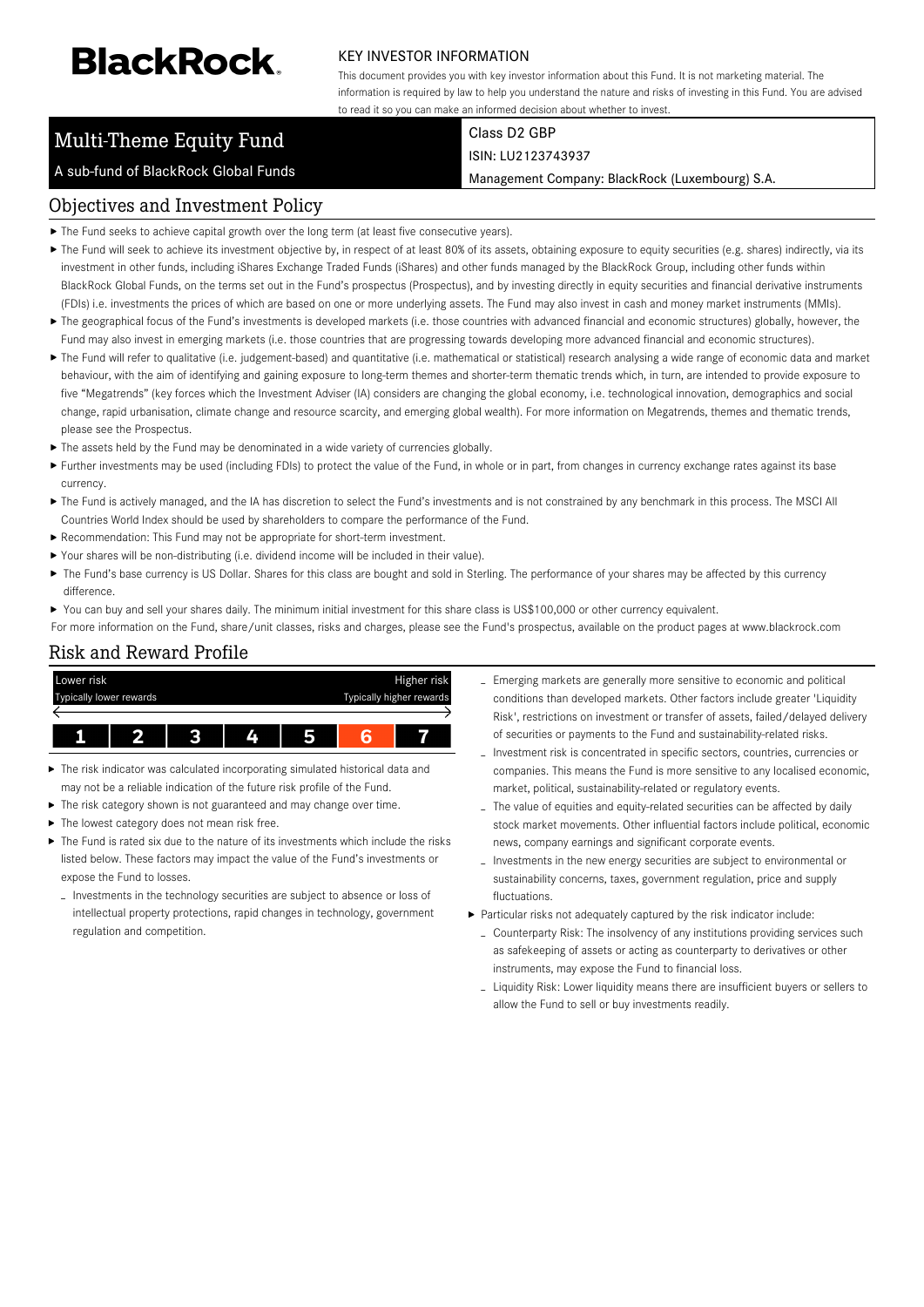# BlackRock.

KEY INVESTOR INFORMATION

This document provides you with key investor information about this Fund. It is not marketing material. The information is required by law to help you understand the nature and risks of investing in this Fund. You are advised to read it so you can make an informed decision about whether to invest.

## Multi-Theme Equity Fund

A sub-fund of BlackRock Global Funds

Class D2 GBP

ISIN: LU2123743937

Management Company: BlackRock (Luxembourg) S.A.

## Objectives and Investment Policy

- The Fund seeks to achieve capital growth over the long term (at least five consecutive years).
- The Fund will seek to achieve its investment objective by, in respect of at least 80% of its assets, obtaining exposure to equity securities (e.g. shares) indirectly, via its investment in other funds, including iShares Exchange Traded Funds (iShares) and other funds managed by the BlackRock Group, including other funds within BlackRock Global Funds, on the terms set out in the Fund's prospectus (Prospectus), and by investing directly in equity securities and financial derivative instruments (FDIs) i.e. investments the prices of which are based on one or more underlying assets. The Fund may also invest in cash and money market instruments (MMIs).
- The geographical focus of the Fund's investments is developed markets (i.e. those countries with advanced financial and economic structures) globally, however, the Fund may also invest in emerging markets (i.e. those countries that are progressing towards developing more advanced financial and economic structures).
- The Fund will refer to qualitative (i.e. judgement-based) and quantitative (i.e. mathematical or statistical) research analysing a wide range of economic data and market behaviour, with the aim of identifying and gaining exposure to long-term themes and shorter-term thematic trends which, in turn, are intended to provide exposure to five "Megatrends" (key forces which the Investment Adviser (IA) considers are changing the global economy, i.e. technological innovation, demographics and social change, rapid urbanisation, climate change and resource scarcity, and emerging global wealth). For more information on Megatrends, themes and thematic trends, please see the Prospectus.
- The assets held by the Fund may be denominated in a wide variety of currencies globally.
- Further investments may be used (including FDIs) to protect the value of the Fund, in whole or in part, from changes in currency exchange rates against its base currency.
- The Fund is actively managed, and the IA has discretion to select the Fund's investments and is not constrained by any benchmark in this process. The MSCI All Countries World Index should be used by shareholders to compare the performance of the Fund.
- Recommendation: This Fund may not be appropriate for short-term investment.
- Your shares will be non-distributing (i.e. dividend income will be included in their value).
- The Fund's base currency is US Dollar. Shares for this class are bought and sold in Sterling. The performance of your shares may be affected by this currency difference.
- You can buy and sell your shares daily. The minimum initial investment for this share class is US$100,000 or other currency equivalent.

For more information on the Fund, share/unit classes, risks and charges, please see the Fund's prospectus, available on the product pages at www.blackrock.com

## Risk and Reward Profile

Lower risk — Higher risk

Typically lower rewards — Typically higher rewards

1 2 3 4 5 **6** 7

- The risk indicator was calculated incorporating simulated historical data and may not be a reliable indication of the future risk profile of the Fund.
- The risk category shown is not guaranteed and may change over time.
- The lowest category does not mean risk free.
- The Fund is rated six due to the nature of its investments which include the risks listed below. These factors may impact the value of the Fund's investments or expose the Fund to losses.
  - Investments in the technology securities are subject to absence or loss of intellectual property protections, rapid changes in technology, government regulation and competition.
  - Emerging markets are generally more sensitive to economic and political conditions than developed markets. Other factors include greater 'Liquidity Risk', restrictions on investment or transfer of assets, failed/delayed delivery of securities or payments to the Fund and sustainability-related risks.
  - Investment risk is concentrated in specific sectors, countries, currencies or companies. This means the Fund is more sensitive to any localised economic, market, political, sustainability-related or regulatory events.
  - The value of equities and equity-related securities can be affected by daily stock market movements. Other influential factors include political, economic news, company earnings and significant corporate events.
  - Investments in the new energy securities are subject to environmental or sustainability concerns, taxes, government regulation, price and supply fluctuations.
- Particular risks not adequately captured by the risk indicator include:
  - Counterparty Risk: The insolvency of any institutions providing services such as safekeeping of assets or acting as counterparty to derivatives or other instruments, may expose the Fund to financial loss.
  - Liquidity Risk: Lower liquidity means there are insufficient buyers or sellers to allow the Fund to sell or buy investments readily.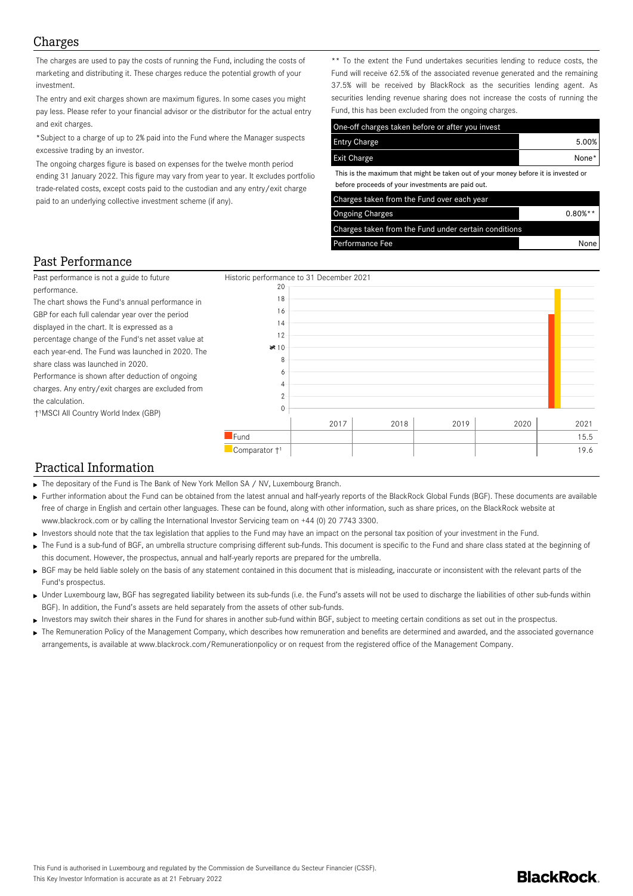## Charges

The charges are used to pay the costs of running the Fund, including the costs of marketing and distributing it. These charges reduce the potential growth of your investment.

The entry and exit charges shown are maximum figures. In some cases you might pay less. Please refer to your financial advisor or the distributor for the actual entry and exit charges.

*Subject to a charge of up to 2% paid into the Fund where the Manager suspects excessive trading by an investor.

The ongoing charges figure is based on expenses for the twelve month period ending 31 January 2022. This figure may vary from year to year. It excludes portfolio trade-related costs, except costs paid to the custodian and any entry/exit charge paid to an underlying collective investment scheme (if any).

** To the extent the Fund undertakes securities lending to reduce costs, the Fund will receive 62.5% of the associated revenue generated and the remaining 37.5% will be received by BlackRock as the securities lending agent. As securities lending revenue sharing does not increase the costs of running the Fund, this has been excluded from the ongoing charges.

| One-off charges taken before or after you invest | |
|---|---|
| Entry Charge | 5.00% |
| Exit Charge | None* |

This is the maximum that might be taken out of your money before it is invested or before proceeds of your investments are paid out.

| Charges taken from the Fund over each year | |
|---|---|
| Ongoing Charges | 0.80%** |

| Charges taken from the Fund under certain conditions | |
|---|---|
| Performance Fee | None |

## Past Performance

Past performance is not a guide to future performance.

The chart shows the Fund's annual performance in GBP for each full calendar year over the period displayed in the chart. It is expressed as a percentage change of the Fund's net asset value at each year-end. The Fund was launched in 2020. The share class was launched in 2020.

Performance is shown after deduction of ongoing charges. Any entry/exit charges are excluded from the calculation.

†[1]MSCI All Country World Index (GBP)

Historic performance to 31 December 2021

%

2017 2018 2019 2020 2021

Fund: 15.5

Comparator †[1]: 19.6

## Practical Information

- The depositary of the Fund is The Bank of New York Mellon SA / NV, Luxembourg Branch.
- Further information about the Fund can be obtained from the latest annual and half-yearly reports of the BlackRock Global Funds (BGF). These documents are available free of charge in English and certain other languages. These can be found, along with other information, such as share prices, on the BlackRock website at www.blackrock.com or by calling the International Investor Servicing team on +44 (0) 20 7743 3300.
- Investors should note that the tax legislation that applies to the Fund may have an impact on the personal tax position of your investment in the Fund.
- The Fund is a sub-fund of BGF, an umbrella structure comprising different sub-funds. This document is specific to the Fund and share class stated at the beginning of this document. However, the prospectus, annual and half-yearly reports are prepared for the umbrella.
- BGF may be held liable solely on the basis of any statement contained in this document that is misleading, inaccurate or inconsistent with the relevant parts of the Fund's prospectus.
- Under Luxembourg law, BGF has segregated liability between its sub-funds (i.e. the Fund's assets will not be used to discharge the liabilities of other sub-funds within BGF). In addition, the Fund's assets are held separately from the assets of other sub-funds.
- Investors may switch their shares in the Fund for shares in another sub-fund within BGF, subject to meeting certain conditions as set out in the prospectus.
- The Remuneration Policy of the Management Company, which describes how remuneration and benefits are determined and awarded, and the associated governance arrangements, is available at www.blackrock.com/Remunerationpolicy or on request from the registered office of the Management Company.

This Fund is authorised in Luxembourg and regulated by the Commission de Surveillance du Secteur Financier (CSSF).
This Key Investor Information is accurate as at 21 February 2022

BlackRock.